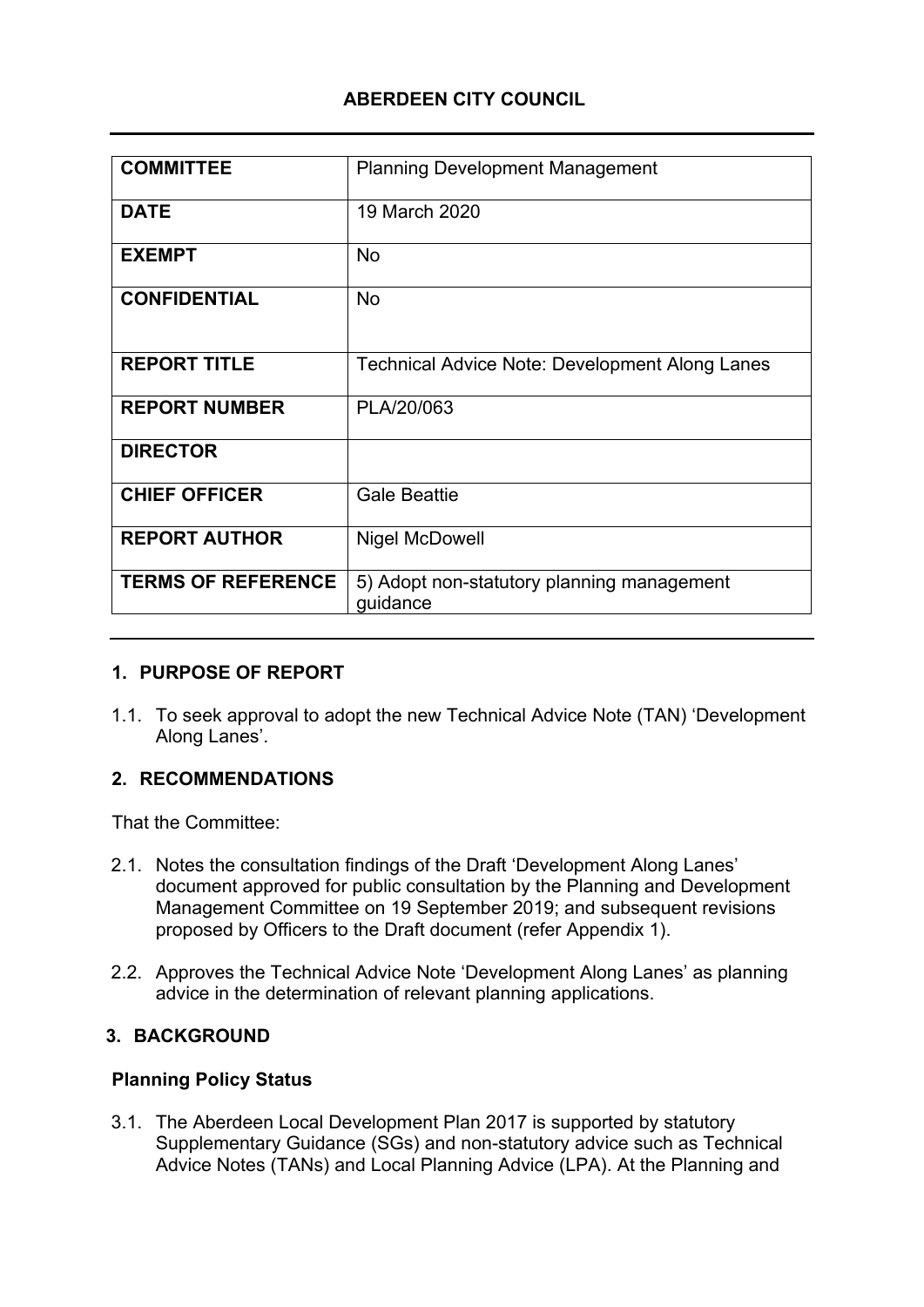# ABERDEEN CITY COUNCIL

| | |
|---|---|
| **COMMITTEE** | Planning Development Management |
| **DATE** | 19 March 2020 |
| **EXEMPT** | No |
| **CONFIDENTIAL** | No |
| **REPORT TITLE** | Technical Advice Note: Development Along Lanes |
| **REPORT NUMBER** | PLA/20/063 |
| **DIRECTOR** | |
| **CHIEF OFFICER** | Gale Beattie |
| **REPORT AUTHOR** | Nigel McDowell |
| **TERMS OF REFERENCE** | 5) Adopt non-statutory planning management guidance |

## 1. PURPOSE OF REPORT

1.1. To seek approval to adopt the new Technical Advice Note (TAN) 'Development Along Lanes'.

## 2. RECOMMENDATIONS

That the Committee:

2.1. Notes the consultation findings of the Draft 'Development Along Lanes' document approved for public consultation by the Planning and Development Management Committee on 19 September 2019; and subsequent revisions proposed by Officers to the Draft document (refer Appendix 1).

2.2. Approves the Technical Advice Note 'Development Along Lanes' as planning advice in the determination of relevant planning applications.

## 3. BACKGROUND

### Planning Policy Status

3.1. The Aberdeen Local Development Plan 2017 is supported by statutory Supplementary Guidance (SGs) and non-statutory advice such as Technical Advice Notes (TANs) and Local Planning Advice (LPA). At the Planning and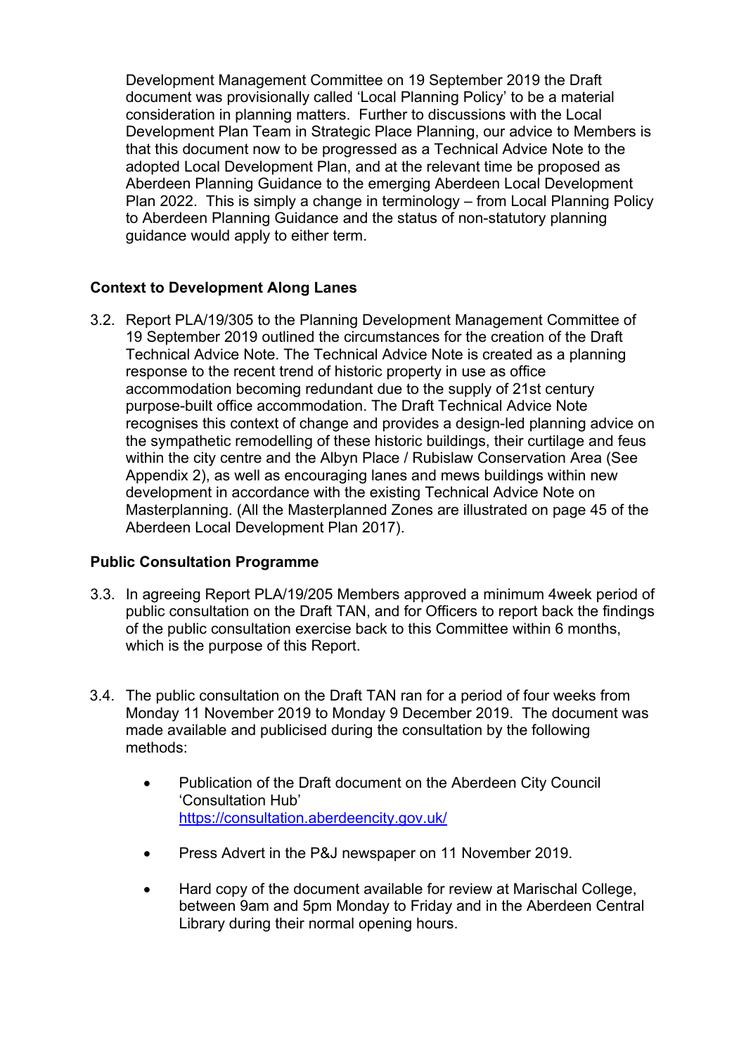Development Management Committee on 19 September 2019 the Draft document was provisionally called 'Local Planning Policy' to be a material consideration in planning matters. Further to discussions with the Local Development Plan Team in Strategic Place Planning, our advice to Members is that this document now to be progressed as a Technical Advice Note to the adopted Local Development Plan, and at the relevant time be proposed as Aberdeen Planning Guidance to the emerging Aberdeen Local Development Plan 2022. This is simply a change in terminology – from Local Planning Policy to Aberdeen Planning Guidance and the status of non-statutory planning guidance would apply to either term.

**Context to Development Along Lanes**

3.2. Report PLA/19/305 to the Planning Development Management Committee of 19 September 2019 outlined the circumstances for the creation of the Draft Technical Advice Note. The Technical Advice Note is created as a planning response to the recent trend of historic property in use as office accommodation becoming redundant due to the supply of 21st century purpose-built office accommodation. The Draft Technical Advice Note recognises this context of change and provides a design-led planning advice on the sympathetic remodelling of these historic buildings, their curtilage and feus within the city centre and the Albyn Place / Rubislaw Conservation Area (See Appendix 2), as well as encouraging lanes and mews buildings within new development in accordance with the existing Technical Advice Note on Masterplanning. (All the Masterplanned Zones are illustrated on page 45 of the Aberdeen Local Development Plan 2017).

**Public Consultation Programme**

3.3. In agreeing Report PLA/19/205 Members approved a minimum 4week period of public consultation on the Draft TAN, and for Officers to report back the findings of the public consultation exercise back to this Committee within 6 months, which is the purpose of this Report.

3.4. The public consultation on the Draft TAN ran for a period of four weeks from Monday 11 November 2019 to Monday 9 December 2019. The document was made available and publicised during the consultation by the following methods:

- Publication of the Draft document on the Aberdeen City Council 'Consultation Hub' https://consultation.aberdeencity.gov.uk/
- Press Advert in the P&J newspaper on 11 November 2019.
- Hard copy of the document available for review at Marischal College, between 9am and 5pm Monday to Friday and in the Aberdeen Central Library during their normal opening hours.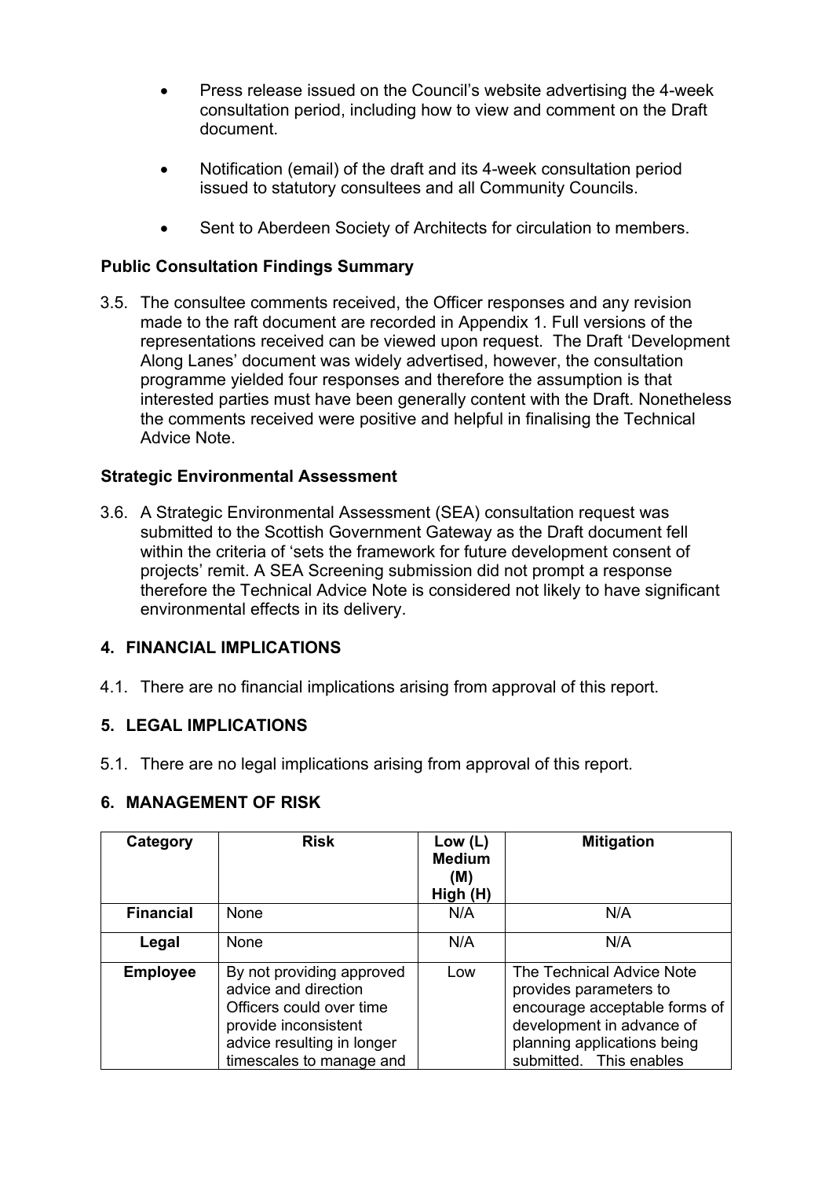- Press release issued on the Council's website advertising the 4-week consultation period, including how to view and comment on the Draft document.

- Notification (email) of the draft and its 4-week consultation period issued to statutory consultees and all Community Councils.

- Sent to Aberdeen Society of Architects for circulation to members.

**Public Consultation Findings Summary**

3.5. The consultee comments received, the Officer responses and any revision made to the raft document are recorded in Appendix 1. Full versions of the representations received can be viewed upon request. The Draft 'Development Along Lanes' document was widely advertised, however, the consultation programme yielded four responses and therefore the assumption is that interested parties must have been generally content with the Draft. Nonetheless the comments received were positive and helpful in finalising the Technical Advice Note.

**Strategic Environmental Assessment**

3.6. A Strategic Environmental Assessment (SEA) consultation request was submitted to the Scottish Government Gateway as the Draft document fell within the criteria of 'sets the framework for future development consent of projects' remit. A SEA Screening submission did not prompt a response therefore the Technical Advice Note is considered not likely to have significant environmental effects in its delivery.

## 4. FINANCIAL IMPLICATIONS

4.1. There are no financial implications arising from approval of this report.

## 5. LEGAL IMPLICATIONS

5.1. There are no legal implications arising from approval of this report.

## 6. MANAGEMENT OF RISK

| Category | Risk | Low (L) Medium (M) High (H) | Mitigation |
|---|---|---|---|
| **Financial** | None | N/A | N/A |
| **Legal** | None | N/A | N/A |
| **Employee** | By not providing approved advice and direction Officers could over time provide inconsistent advice resulting in longer timescales to manage and | Low | The Technical Advice Note provides parameters to encourage acceptable forms of development in advance of planning applications being submitted. This enables |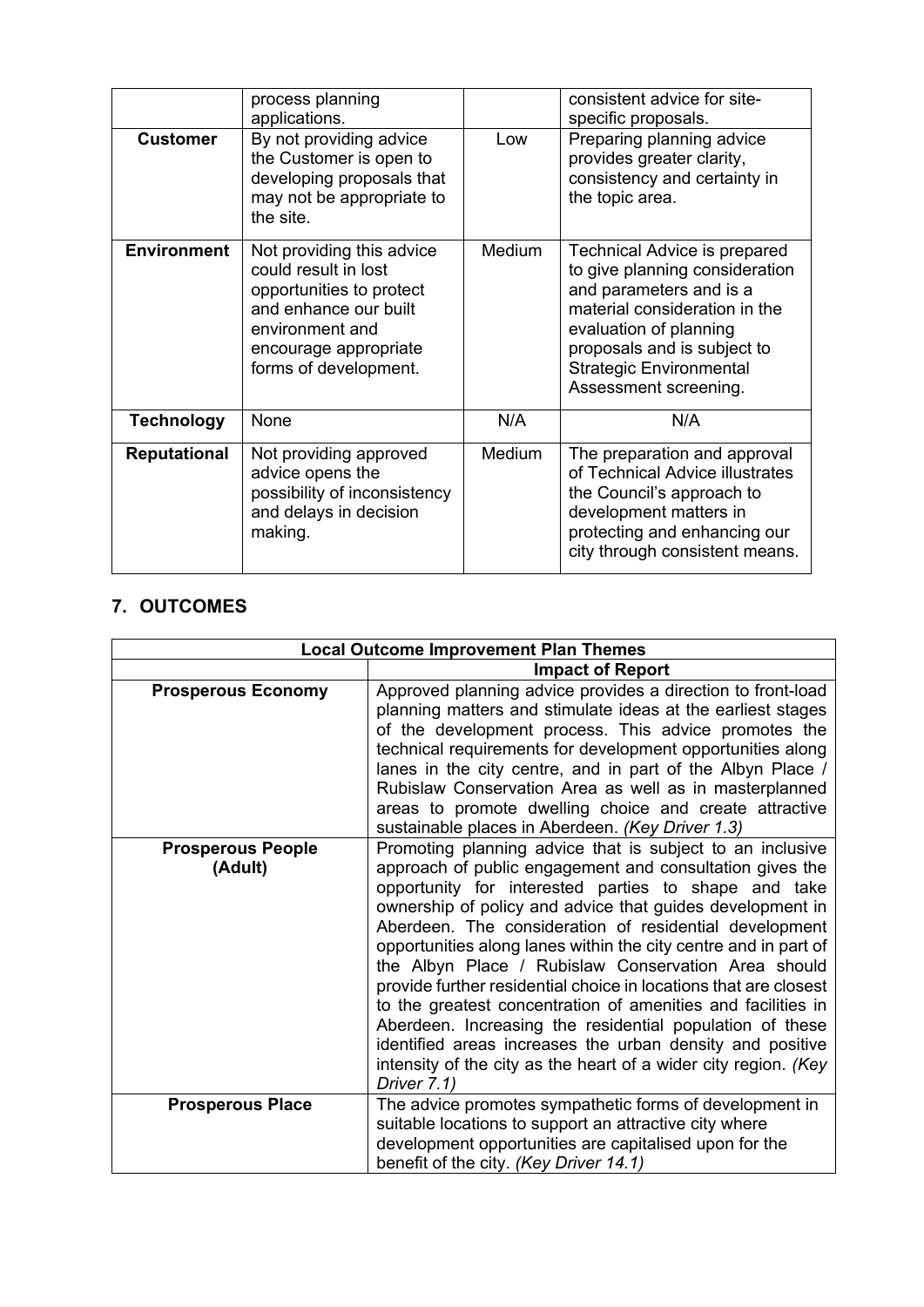| | | | |
|---|---|---|---|
| | process planning applications. | | consistent advice for site-specific proposals. |
| **Customer** | By not providing advice the Customer is open to developing proposals that may not be appropriate to the site. | Low | Preparing planning advice provides greater clarity, consistency and certainty in the topic area. |
| **Environment** | Not providing this advice could result in lost opportunities to protect and enhance our built environment and encourage appropriate forms of development. | Medium | Technical Advice is prepared to give planning consideration and parameters and is a material consideration in the evaluation of planning proposals and is subject to Strategic Environmental Assessment screening. |
| **Technology** | None | N/A | N/A |
| **Reputational** | Not providing approved advice opens the possibility of inconsistency and delays in decision making. | Medium | The preparation and approval of Technical Advice illustrates the Council's approach to development matters in protecting and enhancing our city through consistent means. |

## 7. OUTCOMES

| Local Outcome Improvement Plan Themes | |
|---|---|
| | **Impact of Report** |
| **Prosperous Economy** | Approved planning advice provides a direction to front-load planning matters and stimulate ideas at the earliest stages of the development process. This advice promotes the technical requirements for development opportunities along lanes in the city centre, and in part of the Albyn Place / Rubislaw Conservation Area as well as in masterplanned areas to promote dwelling choice and create attractive sustainable places in Aberdeen. *(Key Driver 1.3)* |
| **Prosperous People (Adult)** | Promoting planning advice that is subject to an inclusive approach of public engagement and consultation gives the opportunity for interested parties to shape and take ownership of policy and advice that guides development in Aberdeen. The consideration of residential development opportunities along lanes within the city centre and in part of the Albyn Place / Rubislaw Conservation Area should provide further residential choice in locations that are closest to the greatest concentration of amenities and facilities in Aberdeen. Increasing the residential population of these identified areas increases the urban density and positive intensity of the city as the heart of a wider city region. *(Key Driver 7.1)* |
| **Prosperous Place** | The advice promotes sympathetic forms of development in suitable locations to support an attractive city where development opportunities are capitalised upon for the benefit of the city. *(Key Driver 14.1)* |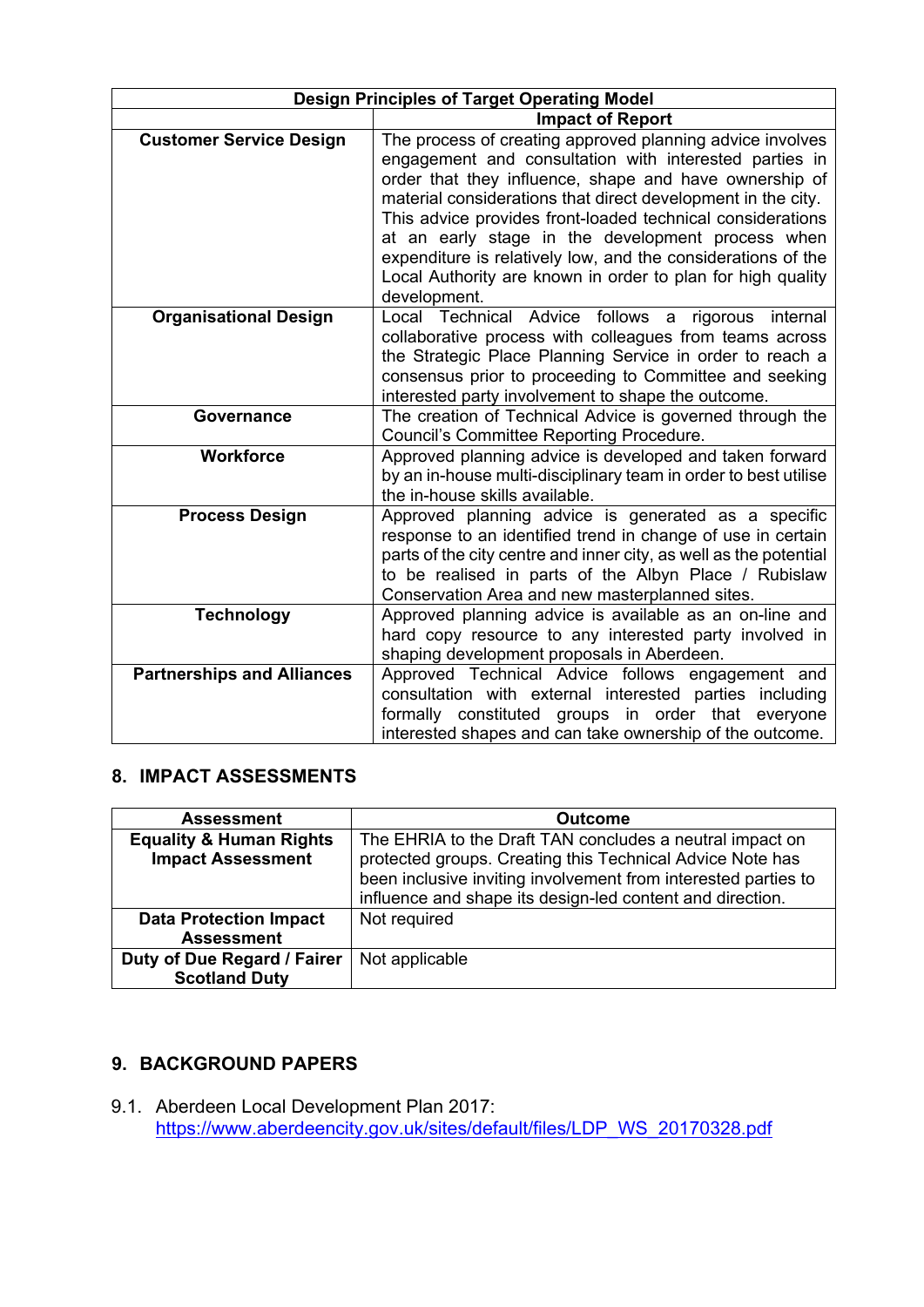| Design Principles of Target Operating Model | |
|---|---|
| | **Impact of Report** |
| **Customer Service Design** | The process of creating approved planning advice involves engagement and consultation with interested parties in order that they influence, shape and have ownership of material considerations that direct development in the city. This advice provides front-loaded technical considerations at an early stage in the development process when expenditure is relatively low, and the considerations of the Local Authority are known in order to plan for high quality development. |
| **Organisational Design** | Local Technical Advice follows a rigorous internal collaborative process with colleagues from teams across the Strategic Place Planning Service in order to reach a consensus prior to proceeding to Committee and seeking interested party involvement to shape the outcome. |
| **Governance** | The creation of Technical Advice is governed through the Council's Committee Reporting Procedure. |
| **Workforce** | Approved planning advice is developed and taken forward by an in-house multi-disciplinary team in order to best utilise the in-house skills available. |
| **Process Design** | Approved planning advice is generated as a specific response to an identified trend in change of use in certain parts of the city centre and inner city, as well as the potential to be realised in parts of the Albyn Place / Rubislaw Conservation Area and new masterplanned sites. |
| **Technology** | Approved planning advice is available as an on-line and hard copy resource to any interested party involved in shaping development proposals in Aberdeen. |
| **Partnerships and Alliances** | Approved Technical Advice follows engagement and consultation with external interested parties including formally constituted groups in order that everyone interested shapes and can take ownership of the outcome. |

## 8. IMPACT ASSESSMENTS

| Assessment | Outcome |
|---|---|
| **Equality & Human Rights Impact Assessment** | The EHRIA to the Draft TAN concludes a neutral impact on protected groups. Creating this Technical Advice Note has been inclusive inviting involvement from interested parties to influence and shape its design-led content and direction. |
| **Data Protection Impact Assessment** | Not required |
| **Duty of Due Regard / Fairer Scotland Duty** | Not applicable |

## 9. BACKGROUND PAPERS

9.1. Aberdeen Local Development Plan 2017:
https://www.aberdeencity.gov.uk/sites/default/files/LDP_WS_20170328.pdf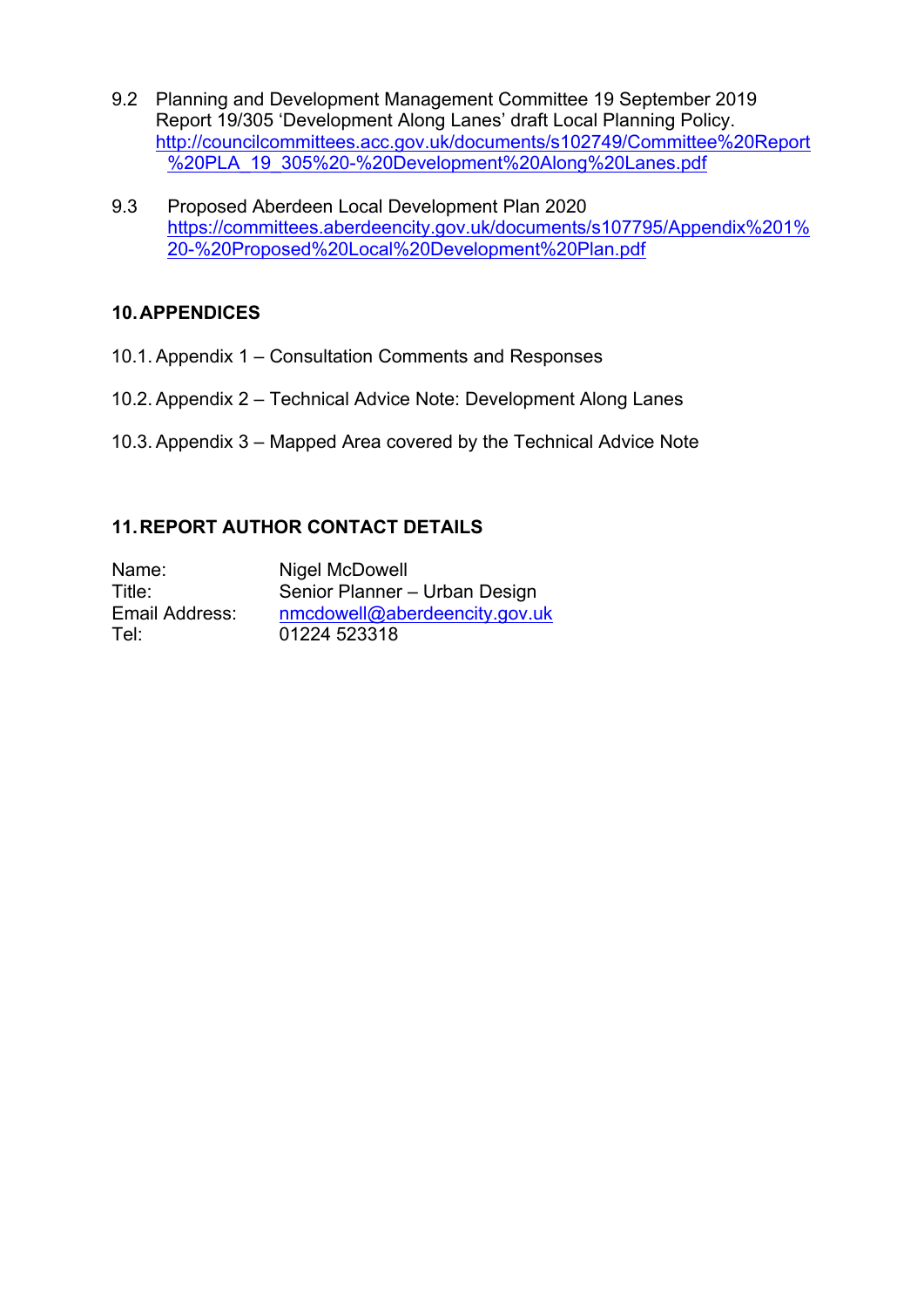9.2 Planning and Development Management Committee 19 September 2019 Report 19/305 'Development Along Lanes' draft Local Planning Policy. http://councilcommittees.acc.gov.uk/documents/s102749/Committee%20Report%20PLA_19_305%20-%20Development%20Along%20Lanes.pdf

9.3 Proposed Aberdeen Local Development Plan 2020 https://committees.aberdeencity.gov.uk/documents/s107795/Appendix%201%20-%20Proposed%20Local%20Development%20Plan.pdf

## 10. APPENDICES

10.1. Appendix 1 – Consultation Comments and Responses

10.2. Appendix 2 – Technical Advice Note: Development Along Lanes

10.3. Appendix 3 – Mapped Area covered by the Technical Advice Note

## 11. REPORT AUTHOR CONTACT DETAILS

| | |
|---|---|
| Name: | Nigel McDowell |
| Title: | Senior Planner – Urban Design |
| Email Address: | nmcdowell@aberdeencity.gov.uk |
| Tel: | 01224 523318 |